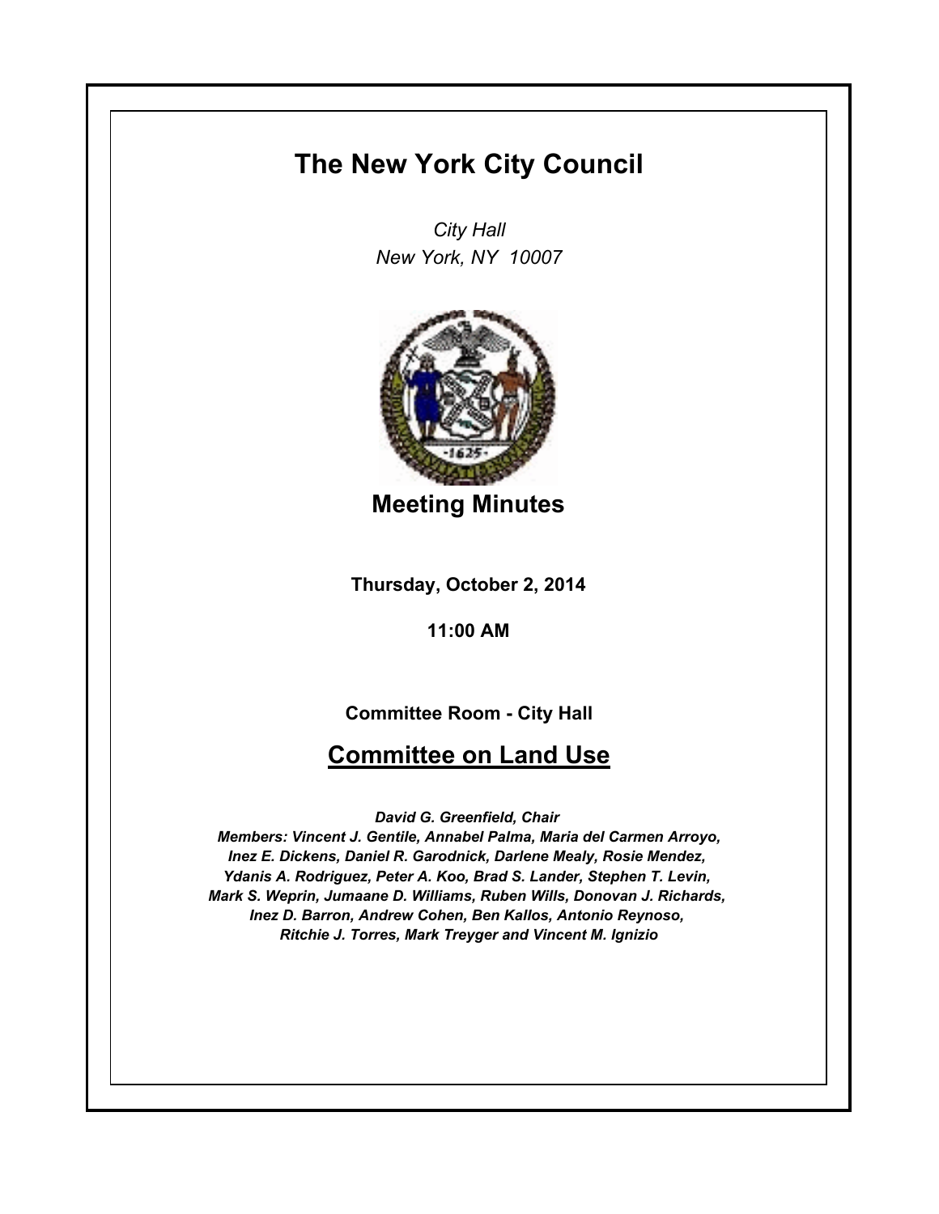# The New York City Council

*City Hall*
*New York, NY 10007*

## Meeting Minutes

**Thursday, October 2, 2014**

**11:00 AM**

**Committee Room - City Hall**

## Committee on Land Use

*David G. Greenfield, Chair*
*Members: Vincent J. Gentile, Annabel Palma, Maria del Carmen Arroyo, Inez E. Dickens, Daniel R. Garodnick, Darlene Mealy, Rosie Mendez, Ydanis A. Rodriguez, Peter A. Koo, Brad S. Lander, Stephen T. Levin, Mark S. Weprin, Jumaane D. Williams, Ruben Wills, Donovan J. Richards, Inez D. Barron, Andrew Cohen, Ben Kallos, Antonio Reynoso, Ritchie J. Torres, Mark Treyger and Vincent M. Ignizio*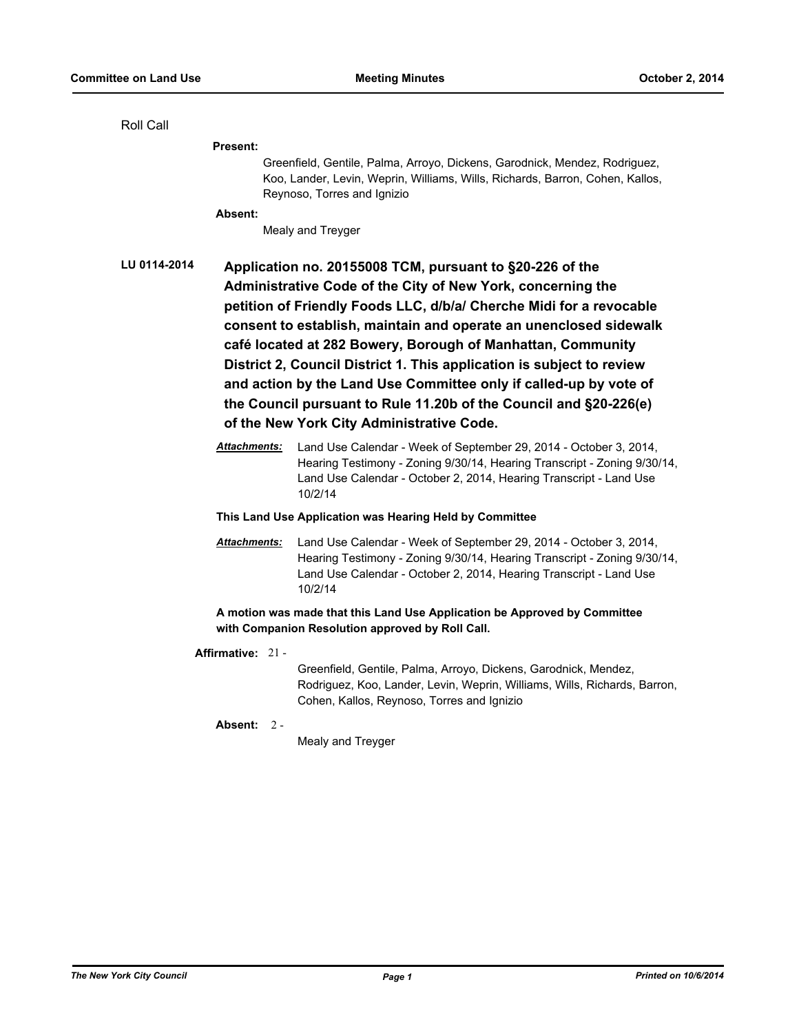Roll Call

**Present:**

Greenfield, Gentile, Palma, Arroyo, Dickens, Garodnick, Mendez, Rodriguez, Koo, Lander, Levin, Weprin, Williams, Wills, Richards, Barron, Cohen, Kallos, Reynoso, Torres and Ignizio

**Absent:**

Mealy and Treyger

**LU 0114-2014** **Application no. 20155008 TCM, pursuant to §20-226 of the Administrative Code of the City of New York, concerning the petition of Friendly Foods LLC, d/b/a/ Cherche Midi for a revocable consent to establish, maintain and operate an unenclosed sidewalk café located at 282 Bowery, Borough of Manhattan, Community District 2, Council District 1. This application is subject to review and action by the Land Use Committee only if called-up by vote of the Council pursuant to Rule 11.20b of the Council and §20-226(e) of the New York City Administrative Code.**

***Attachments:*** Land Use Calendar - Week of September 29, 2014 - October 3, 2014, Hearing Testimony - Zoning 9/30/14, Hearing Transcript - Zoning 9/30/14, Land Use Calendar - October 2, 2014, Hearing Transcript - Land Use 10/2/14

**This Land Use Application was Hearing Held by Committee**

***Attachments:*** Land Use Calendar - Week of September 29, 2014 - October 3, 2014, Hearing Testimony - Zoning 9/30/14, Hearing Transcript - Zoning 9/30/14, Land Use Calendar - October 2, 2014, Hearing Transcript - Land Use 10/2/14

**A motion was made that this Land Use Application be Approved by Committee with Companion Resolution approved by Roll Call.**

**Affirmative:** 21 -

Greenfield, Gentile, Palma, Arroyo, Dickens, Garodnick, Mendez, Rodriguez, Koo, Lander, Levin, Weprin, Williams, Wills, Richards, Barron, Cohen, Kallos, Reynoso, Torres and Ignizio

**Absent:** 2 -

Mealy and Treyger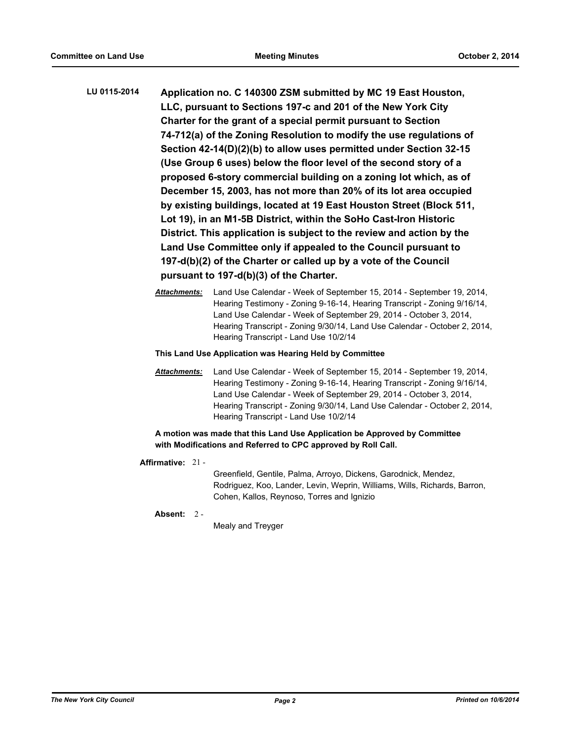**LU 0115-2014** **Application no. C 140300 ZSM submitted by MC 19 East Houston, LLC, pursuant to Sections 197-c and 201 of the New York City Charter for the grant of a special permit pursuant to Section 74-712(a) of the Zoning Resolution to modify the use regulations of Section 42-14(D)(2)(b) to allow uses permitted under Section 32-15 (Use Group 6 uses) below the floor level of the second story of a proposed 6-story commercial building on a zoning lot which, as of December 15, 2003, has not more than 20% of its lot area occupied by existing buildings, located at 19 East Houston Street (Block 511, Lot 19), in an M1-5B District, within the SoHo Cast-Iron Historic District. This application is subject to the review and action by the Land Use Committee only if appealed to the Council pursuant to 197-d(b)(2) of the Charter or called up by a vote of the Council pursuant to 197-d(b)(3) of the Charter.**

***Attachments:*** Land Use Calendar - Week of September 15, 2014 - September 19, 2014, Hearing Testimony - Zoning 9-16-14, Hearing Transcript - Zoning 9/16/14, Land Use Calendar - Week of September 29, 2014 - October 3, 2014, Hearing Transcript - Zoning 9/30/14, Land Use Calendar - October 2, 2014, Hearing Transcript - Land Use 10/2/14

**This Land Use Application was Hearing Held by Committee**

***Attachments:*** Land Use Calendar - Week of September 15, 2014 - September 19, 2014, Hearing Testimony - Zoning 9-16-14, Hearing Transcript - Zoning 9/16/14, Land Use Calendar - Week of September 29, 2014 - October 3, 2014, Hearing Transcript - Zoning 9/30/14, Land Use Calendar - October 2, 2014, Hearing Transcript - Land Use 10/2/14

**A motion was made that this Land Use Application be Approved by Committee with Modifications and Referred to CPC approved by Roll Call.**

**Affirmative:** 21 - Greenfield, Gentile, Palma, Arroyo, Dickens, Garodnick, Mendez, Rodriguez, Koo, Lander, Levin, Weprin, Williams, Wills, Richards, Barron, Cohen, Kallos, Reynoso, Torres and Ignizio

**Absent:** 2 - Mealy and Treyger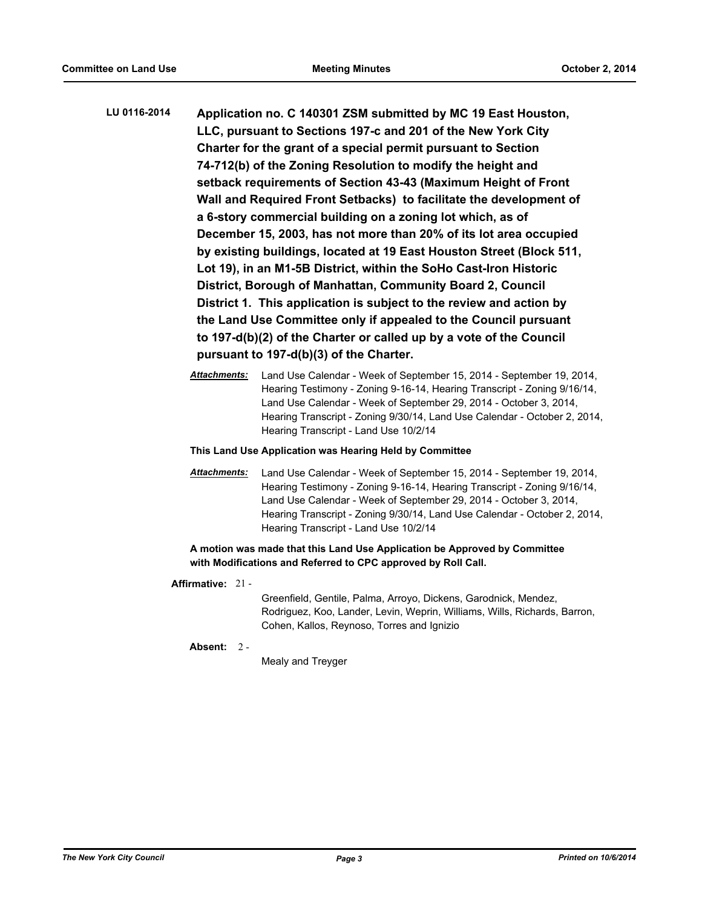**LU 0116-2014** **Application no. C 140301 ZSM submitted by MC 19 East Houston, LLC, pursuant to Sections 197-c and 201 of the New York City Charter for the grant of a special permit pursuant to Section 74-712(b) of the Zoning Resolution to modify the height and setback requirements of Section 43-43 (Maximum Height of Front Wall and Required Front Setbacks) to facilitate the development of a 6-story commercial building on a zoning lot which, as of December 15, 2003, has not more than 20% of its lot area occupied by existing buildings, located at 19 East Houston Street (Block 511, Lot 19), in an M1-5B District, within the SoHo Cast-Iron Historic District, Borough of Manhattan, Community Board 2, Council District 1. This application is subject to the review and action by the Land Use Committee only if appealed to the Council pursuant to 197-d(b)(2) of the Charter or called up by a vote of the Council pursuant to 197-d(b)(3) of the Charter.**

***Attachments:*** Land Use Calendar - Week of September 15, 2014 - September 19, 2014, Hearing Testimony - Zoning 9-16-14, Hearing Transcript - Zoning 9/16/14, Land Use Calendar - Week of September 29, 2014 - October 3, 2014, Hearing Transcript - Zoning 9/30/14, Land Use Calendar - October 2, 2014, Hearing Transcript - Land Use 10/2/14

**This Land Use Application was Hearing Held by Committee**

***Attachments:*** Land Use Calendar - Week of September 15, 2014 - September 19, 2014, Hearing Testimony - Zoning 9-16-14, Hearing Transcript - Zoning 9/16/14, Land Use Calendar - Week of September 29, 2014 - October 3, 2014, Hearing Transcript - Zoning 9/30/14, Land Use Calendar - October 2, 2014, Hearing Transcript - Land Use 10/2/14

**A motion was made that this Land Use Application be Approved by Committee with Modifications and Referred to CPC approved by Roll Call.**

**Affirmative:** 21 - Greenfield, Gentile, Palma, Arroyo, Dickens, Garodnick, Mendez, Rodriguez, Koo, Lander, Levin, Weprin, Williams, Wills, Richards, Barron, Cohen, Kallos, Reynoso, Torres and Ignizio

**Absent:** 2 - Mealy and Treyger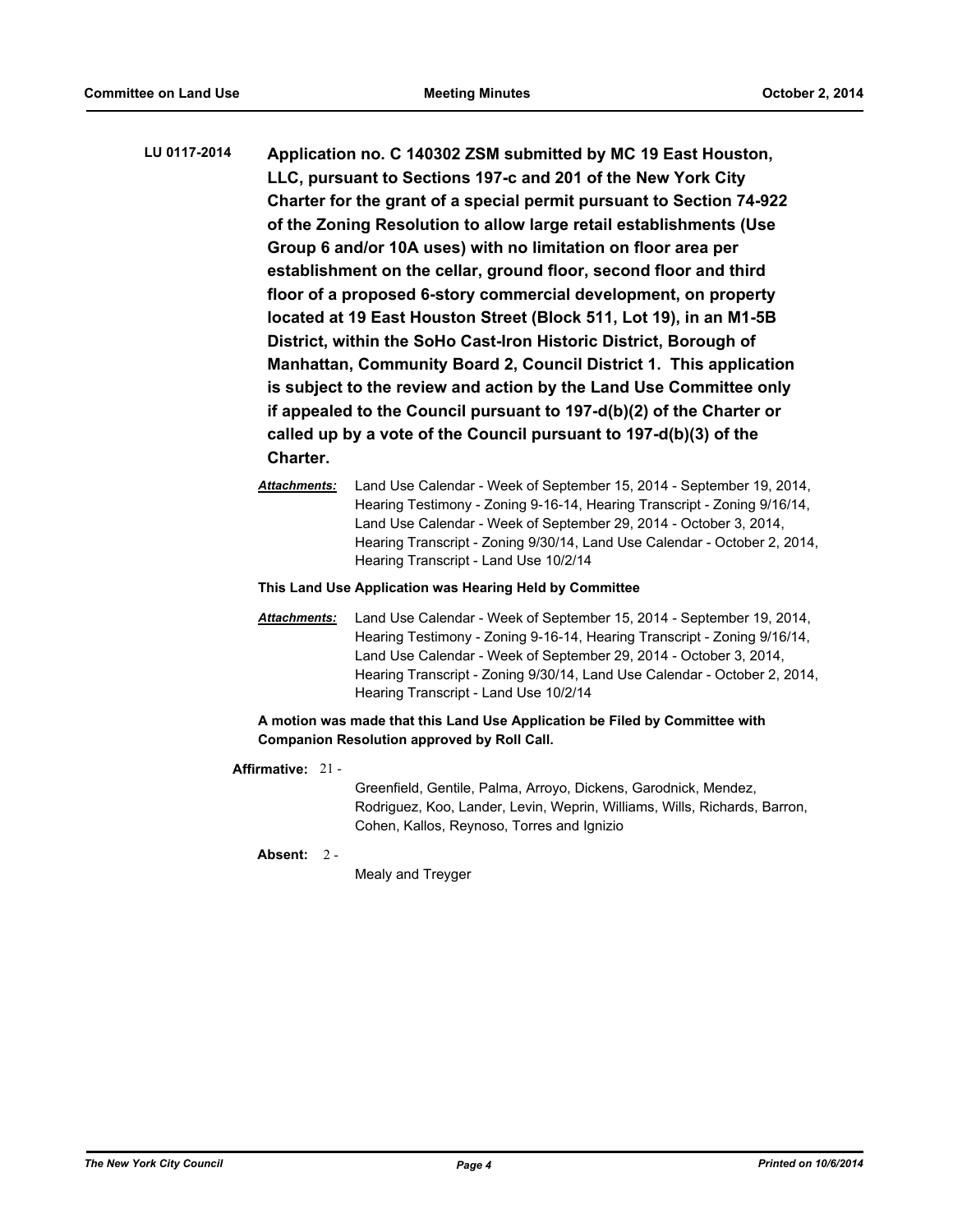**LU 0117-2014** **Application no. C 140302 ZSM submitted by MC 19 East Houston, LLC, pursuant to Sections 197-c and 201 of the New York City Charter for the grant of a special permit pursuant to Section 74-922 of the Zoning Resolution to allow large retail establishments (Use Group 6 and/or 10A uses) with no limitation on floor area per establishment on the cellar, ground floor, second floor and third floor of a proposed 6-story commercial development, on property located at 19 East Houston Street (Block 511, Lot 19), in an M1-5B District, within the SoHo Cast-Iron Historic District, Borough of Manhattan, Community Board 2, Council District 1. This application is subject to the review and action by the Land Use Committee only if appealed to the Council pursuant to 197-d(b)(2) of the Charter or called up by a vote of the Council pursuant to 197-d(b)(3) of the Charter.**

***Attachments:*** Land Use Calendar - Week of September 15, 2014 - September 19, 2014, Hearing Testimony - Zoning 9-16-14, Hearing Transcript - Zoning 9/16/14, Land Use Calendar - Week of September 29, 2014 - October 3, 2014, Hearing Transcript - Zoning 9/30/14, Land Use Calendar - October 2, 2014, Hearing Transcript - Land Use 10/2/14

**This Land Use Application was Hearing Held by Committee**

***Attachments:*** Land Use Calendar - Week of September 15, 2014 - September 19, 2014, Hearing Testimony - Zoning 9-16-14, Hearing Transcript - Zoning 9/16/14, Land Use Calendar - Week of September 29, 2014 - October 3, 2014, Hearing Transcript - Zoning 9/30/14, Land Use Calendar - October 2, 2014, Hearing Transcript - Land Use 10/2/14

**A motion was made that this Land Use Application be Filed by Committee with Companion Resolution approved by Roll Call.**

**Affirmative:** 21 - Greenfield, Gentile, Palma, Arroyo, Dickens, Garodnick, Mendez, Rodriguez, Koo, Lander, Levin, Weprin, Williams, Wills, Richards, Barron, Cohen, Kallos, Reynoso, Torres and Ignizio

**Absent:** 2 - Mealy and Treyger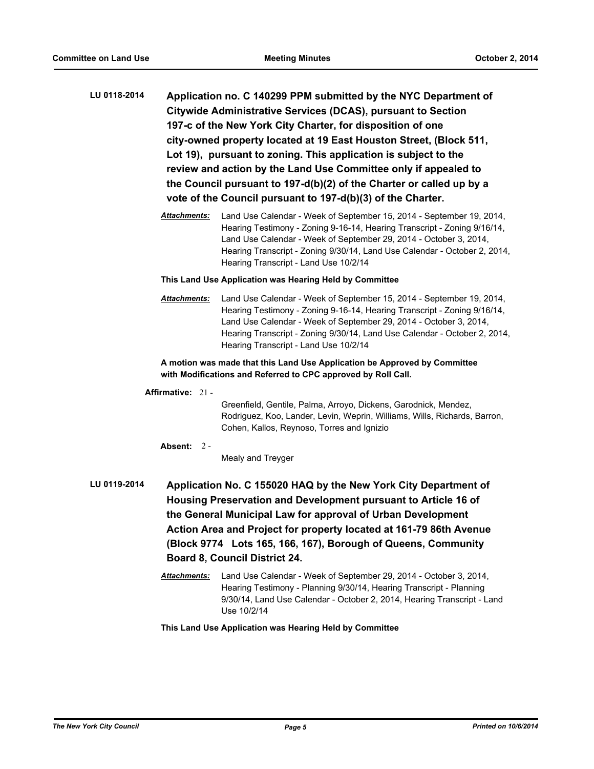**LU 0118-2014** **Application no. C 140299 PPM submitted by the NYC Department of Citywide Administrative Services (DCAS), pursuant to Section 197-c of the New York City Charter, for disposition of one city-owned property located at 19 East Houston Street, (Block 511, Lot 19), pursuant to zoning. This application is subject to the review and action by the Land Use Committee only if appealed to the Council pursuant to 197-d(b)(2) of the Charter or called up by a vote of the Council pursuant to 197-d(b)(3) of the Charter.**

***Attachments:*** Land Use Calendar - Week of September 15, 2014 - September 19, 2014, Hearing Testimony - Zoning 9-16-14, Hearing Transcript - Zoning 9/16/14, Land Use Calendar - Week of September 29, 2014 - October 3, 2014, Hearing Transcript - Zoning 9/30/14, Land Use Calendar - October 2, 2014, Hearing Transcript - Land Use 10/2/14

**This Land Use Application was Hearing Held by Committee**

***Attachments:*** Land Use Calendar - Week of September 15, 2014 - September 19, 2014, Hearing Testimony - Zoning 9-16-14, Hearing Transcript - Zoning 9/16/14, Land Use Calendar - Week of September 29, 2014 - October 3, 2014, Hearing Transcript - Zoning 9/30/14, Land Use Calendar - October 2, 2014, Hearing Transcript - Land Use 10/2/14

**A motion was made that this Land Use Application be Approved by Committee with Modifications and Referred to CPC approved by Roll Call.**

**Affirmative:** 21 - Greenfield, Gentile, Palma, Arroyo, Dickens, Garodnick, Mendez, Rodriguez, Koo, Lander, Levin, Weprin, Williams, Wills, Richards, Barron, Cohen, Kallos, Reynoso, Torres and Ignizio

**Absent:** 2 - Mealy and Treyger

**LU 0119-2014** **Application No. C 155020 HAQ by the New York City Department of Housing Preservation and Development pursuant to Article 16 of the General Municipal Law for approval of Urban Development Action Area and Project for property located at 161-79 86th Avenue (Block 9774 Lots 165, 166, 167), Borough of Queens, Community Board 8, Council District 24.**

***Attachments:*** Land Use Calendar - Week of September 29, 2014 - October 3, 2014, Hearing Testimony - Planning 9/30/14, Hearing Transcript - Planning 9/30/14, Land Use Calendar - October 2, 2014, Hearing Transcript - Land Use 10/2/14

**This Land Use Application was Hearing Held by Committee**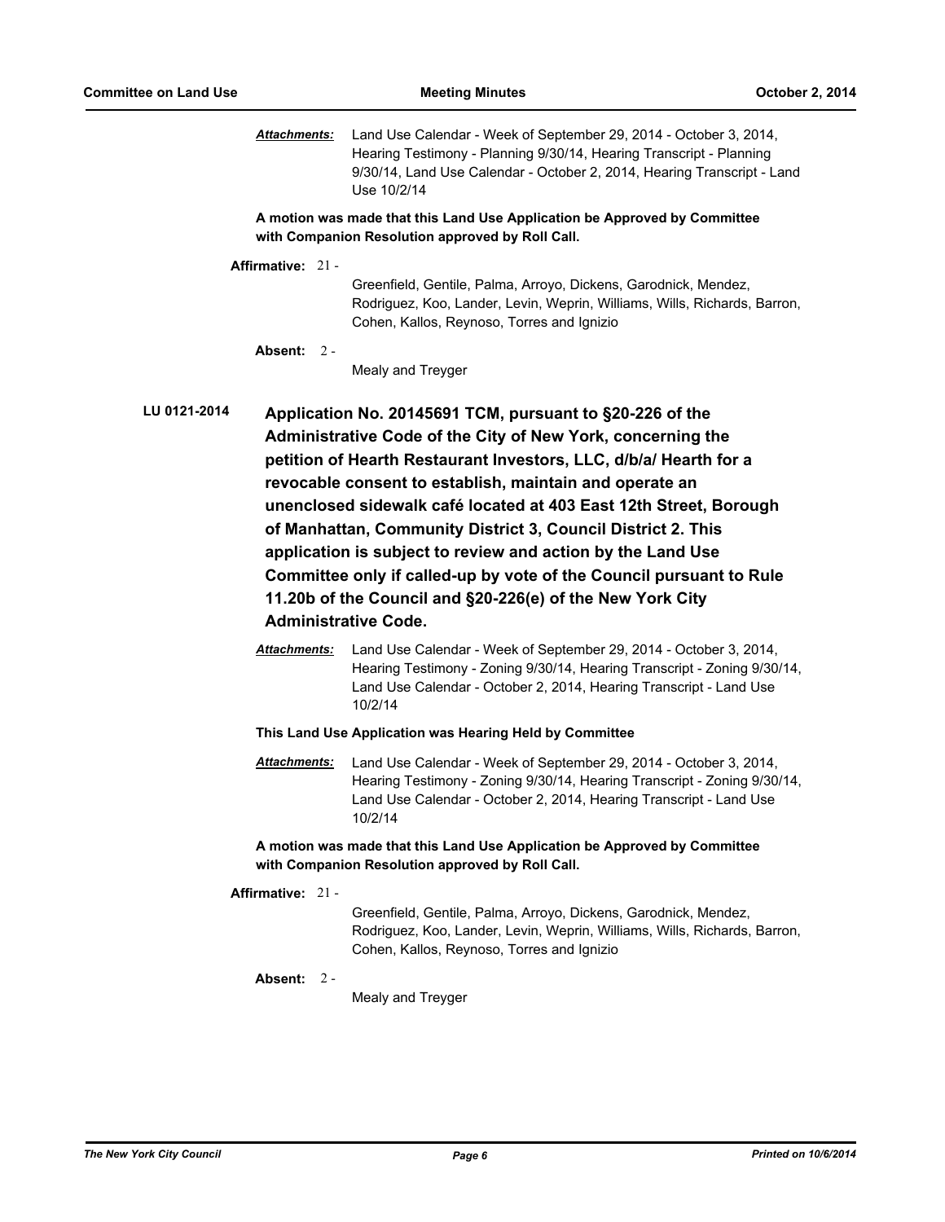***Attachments:*** Land Use Calendar - Week of September 29, 2014 - October 3, 2014, Hearing Testimony - Planning 9/30/14, Hearing Transcript - Planning 9/30/14, Land Use Calendar - October 2, 2014, Hearing Transcript - Land Use 10/2/14

**A motion was made that this Land Use Application be Approved by Committee with Companion Resolution approved by Roll Call.**

**Affirmative:** 21 - Greenfield, Gentile, Palma, Arroyo, Dickens, Garodnick, Mendez, Rodriguez, Koo, Lander, Levin, Weprin, Williams, Wills, Richards, Barron, Cohen, Kallos, Reynoso, Torres and Ignizio

**Absent:** 2 - Mealy and Treyger

**LU 0121-2014** **Application No. 20145691 TCM, pursuant to §20-226 of the Administrative Code of the City of New York, concerning the petition of Hearth Restaurant Investors, LLC, d/b/a/ Hearth for a revocable consent to establish, maintain and operate an unenclosed sidewalk café located at 403 East 12th Street, Borough of Manhattan, Community District 3, Council District 2. This application is subject to review and action by the Land Use Committee only if called-up by vote of the Council pursuant to Rule 11.20b of the Council and §20-226(e) of the New York City Administrative Code.**

***Attachments:*** Land Use Calendar - Week of September 29, 2014 - October 3, 2014, Hearing Testimony - Zoning 9/30/14, Hearing Transcript - Zoning 9/30/14, Land Use Calendar - October 2, 2014, Hearing Transcript - Land Use 10/2/14

**This Land Use Application was Hearing Held by Committee**

***Attachments:*** Land Use Calendar - Week of September 29, 2014 - October 3, 2014, Hearing Testimony - Zoning 9/30/14, Hearing Transcript - Zoning 9/30/14, Land Use Calendar - October 2, 2014, Hearing Transcript - Land Use 10/2/14

**A motion was made that this Land Use Application be Approved by Committee with Companion Resolution approved by Roll Call.**

**Affirmative:** 21 - Greenfield, Gentile, Palma, Arroyo, Dickens, Garodnick, Mendez, Rodriguez, Koo, Lander, Levin, Weprin, Williams, Wills, Richards, Barron, Cohen, Kallos, Reynoso, Torres and Ignizio

**Absent:** 2 - Mealy and Treyger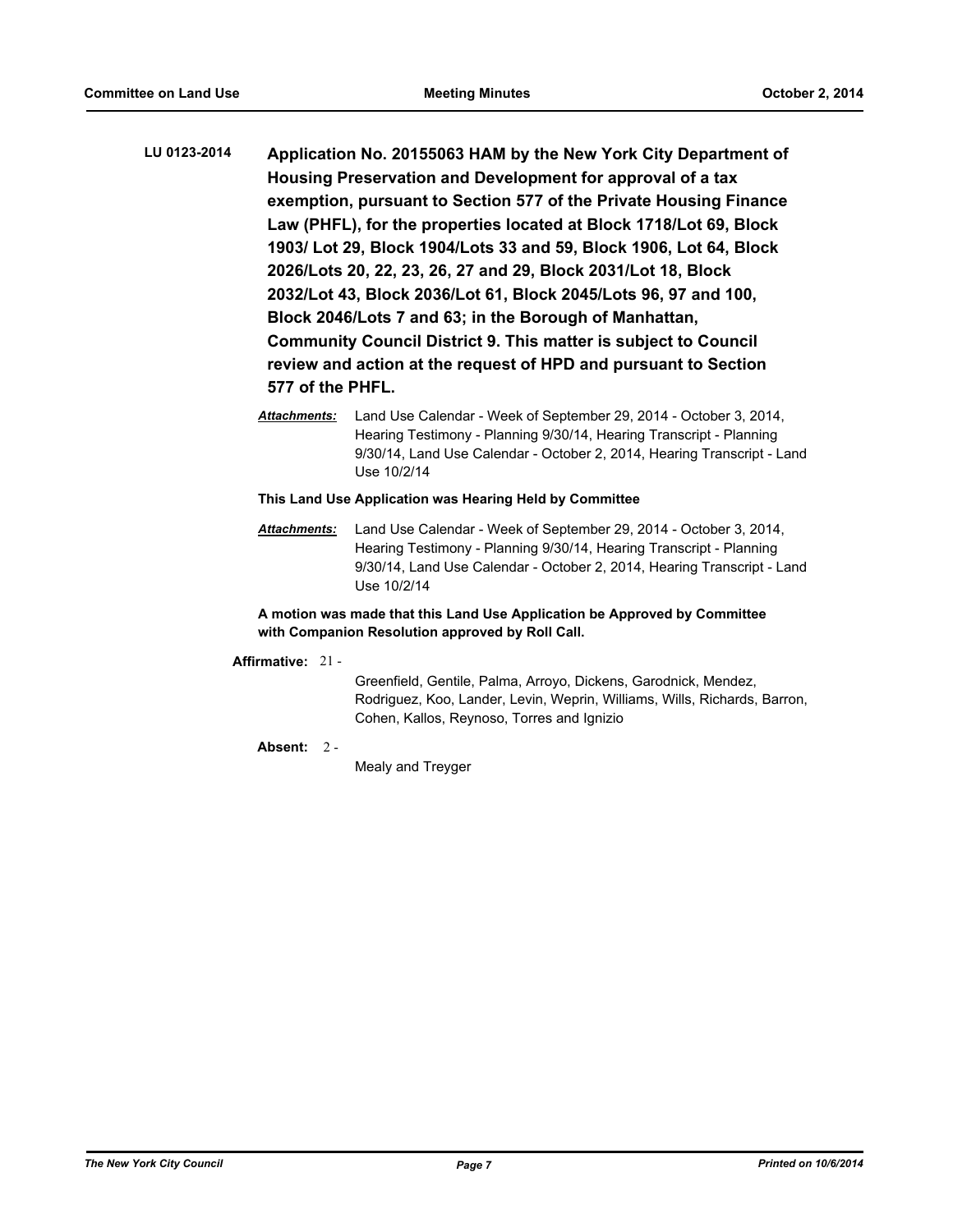**LU 0123-2014** **Application No. 20155063 HAM by the New York City Department of Housing Preservation and Development for approval of a tax exemption, pursuant to Section 577 of the Private Housing Finance Law (PHFL), for the properties located at Block 1718/Lot 69, Block 1903/ Lot 29, Block 1904/Lots 33 and 59, Block 1906, Lot 64, Block 2026/Lots 20, 22, 23, 26, 27 and 29, Block 2031/Lot 18, Block 2032/Lot 43, Block 2036/Lot 61, Block 2045/Lots 96, 97 and 100, Block 2046/Lots 7 and 63; in the Borough of Manhattan, Community Council District 9. This matter is subject to Council review and action at the request of HPD and pursuant to Section 577 of the PHFL.**

***Attachments:*** Land Use Calendar - Week of September 29, 2014 - October 3, 2014, Hearing Testimony - Planning 9/30/14, Hearing Transcript - Planning 9/30/14, Land Use Calendar - October 2, 2014, Hearing Transcript - Land Use 10/2/14

**This Land Use Application was Hearing Held by Committee**

***Attachments:*** Land Use Calendar - Week of September 29, 2014 - October 3, 2014, Hearing Testimony - Planning 9/30/14, Hearing Transcript - Planning 9/30/14, Land Use Calendar - October 2, 2014, Hearing Transcript - Land Use 10/2/14

**A motion was made that this Land Use Application be Approved by Committee with Companion Resolution approved by Roll Call.**

**Affirmative:** 21 - Greenfield, Gentile, Palma, Arroyo, Dickens, Garodnick, Mendez, Rodriguez, Koo, Lander, Levin, Weprin, Williams, Wills, Richards, Barron, Cohen, Kallos, Reynoso, Torres and Ignizio

**Absent:** 2 - Mealy and Treyger